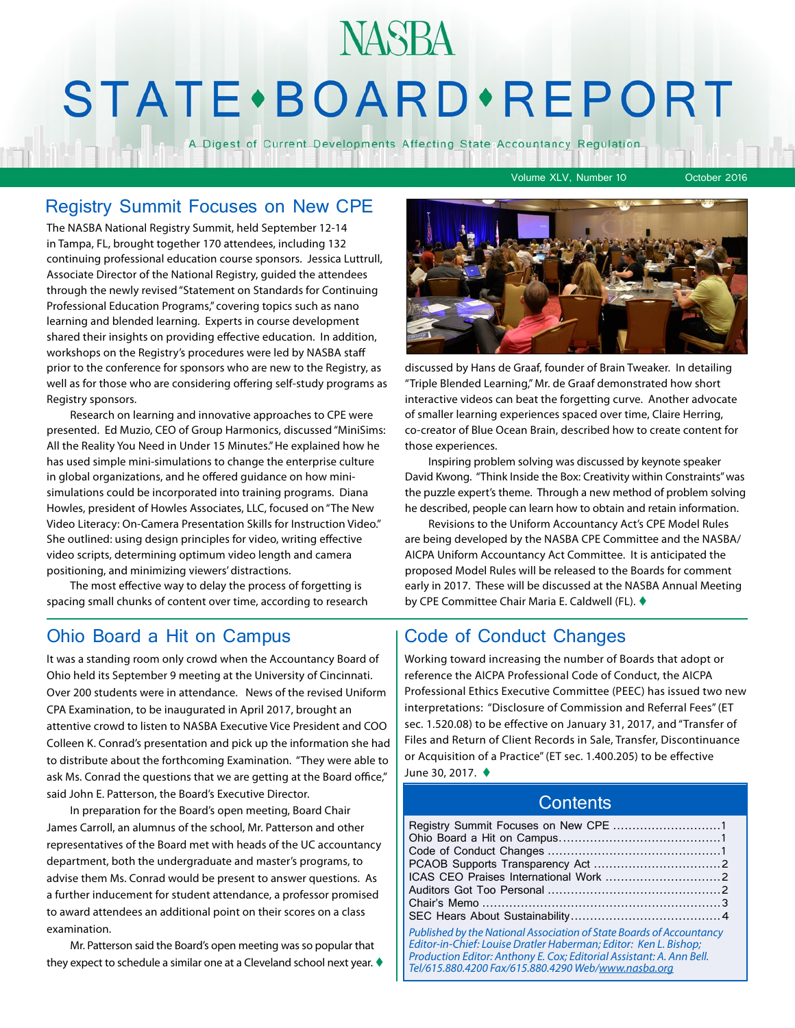# NASBA STATE • BOARD • REPORT

A Digest of Current Developments Affecting State Accountancy Regulation

Volume XLV, Number 10 October 2016

## Registry Summit Focuses on New CPE

The NASBA National Registry Summit, held September 12-14 in Tampa, FL, brought together 170 attendees, including 132 continuing professional education course sponsors. Jessica Luttrull, Associate Director of the National Registry, guided the attendees through the newly revised "Statement on Standards for Continuing Professional Education Programs," covering topics such as nano learning and blended learning. Experts in course development shared their insights on providing effective education. In addition, workshops on the Registry's procedures were led by NASBA staff prior to the conference for sponsors who are new to the Registry, as well as for those who are considering offering self-study programs as Registry sponsors.

Research on learning and innovative approaches to CPE were presented. Ed Muzio, CEO of Group Harmonics, discussed "MiniSims: All the Reality You Need in Under 15 Minutes." He explained how he has used simple mini-simulations to change the enterprise culture in global organizations, and he offered guidance on how mini-simulations could be incorporated into training programs. Diana Howles, president of Howles Associates, LLC, focused on "The New Video Literacy: On-Camera Presentation Skills for Instruction Video." She outlined: using design principles for video, writing effective video scripts, determining optimum video length and camera positioning, and minimizing viewers' distractions.

The most effective way to delay the process of forgetting is spacing small chunks of content over time, according to research discussed by Hans de Graaf, founder of Brain Tweaker. In detailing "Triple Blended Learning," Mr. de Graaf demonstrated how short interactive videos can beat the forgetting curve. Another advocate of smaller learning experiences spaced over time, Claire Herring, co-creator of Blue Ocean Brain, described how to create content for those experiences.

Inspiring problem solving was discussed by keynote speaker David Kwong. "Think Inside the Box: Creativity within Constraints" was the puzzle expert's theme. Through a new method of problem solving he described, people can learn how to obtain and retain information.

Revisions to the Uniform Accountancy Act's CPE Model Rules are being developed by the NASBA CPE Committee and the NASBA/AICPA Uniform Accountancy Act Committee. It is anticipated the proposed Model Rules will be released to the Boards for comment early in 2017. These will be discussed at the NASBA Annual Meeting by CPE Committee Chair Maria E. Caldwell (FL). ♦

## Ohio Board a Hit on Campus

It was a standing room only crowd when the Accountancy Board of Ohio held its September 9 meeting at the University of Cincinnati. Over 200 students were in attendance. News of the revised Uniform CPA Examination, to be inaugurated in April 2017, brought an attentive crowd to listen to NASBA Executive Vice President and COO Colleen K. Conrad's presentation and pick up the information she had to distribute about the forthcoming Examination. "They were able to ask Ms. Conrad the questions that we are getting at the Board office," said John E. Patterson, the Board's Executive Director.

In preparation for the Board's open meeting, Board Chair James Carroll, an alumnus of the school, Mr. Patterson and other representatives of the Board met with heads of the UC accountancy department, both the undergraduate and master's programs, to advise them Ms. Conrad would be present to answer questions. As a further inducement for student attendance, a professor promised to award attendees an additional point on their scores on a class examination.

Mr. Patterson said the Board's open meeting was so popular that they expect to schedule a similar one at a Cleveland school next year. ♦

## Code of Conduct Changes

Working toward increasing the number of Boards that adopt or reference the AICPA Professional Code of Conduct, the AICPA Professional Ethics Executive Committee (PEEC) has issued two new interpretations: "Disclosure of Commission and Referral Fees" (ET sec. 1.520.08) to be effective on January 31, 2017, and "Transfer of Files and Return of Client Records in Sale, Transfer, Discontinuance or Acquisition of a Practice" (ET sec. 1.400.205) to be effective June 30, 2017. ♦

## Contents

| | |
|---|---|
| Registry Summit Focuses on New CPE | 1 |
| Ohio Board a Hit on Campus | 1 |
| Code of Conduct Changes | 1 |
| PCAOB Supports Transparency Act | 2 |
| ICAS CEO Praises International Work | 2 |
| Auditors Got Too Personal | 2 |
| Chair's Memo | 3 |
| SEC Hears About Sustainability | 4 |

*Published by the National Association of State Boards of Accountancy*
*Editor-in-Chief: Louise Dratler Haberman; Editor: Ken L. Bishop;*
*Production Editor: Anthony E. Cox; Editorial Assistant: A. Ann Bell.*
*Tel/615.880.4200 Fax/615.880.4290 Web/www.nasba.org*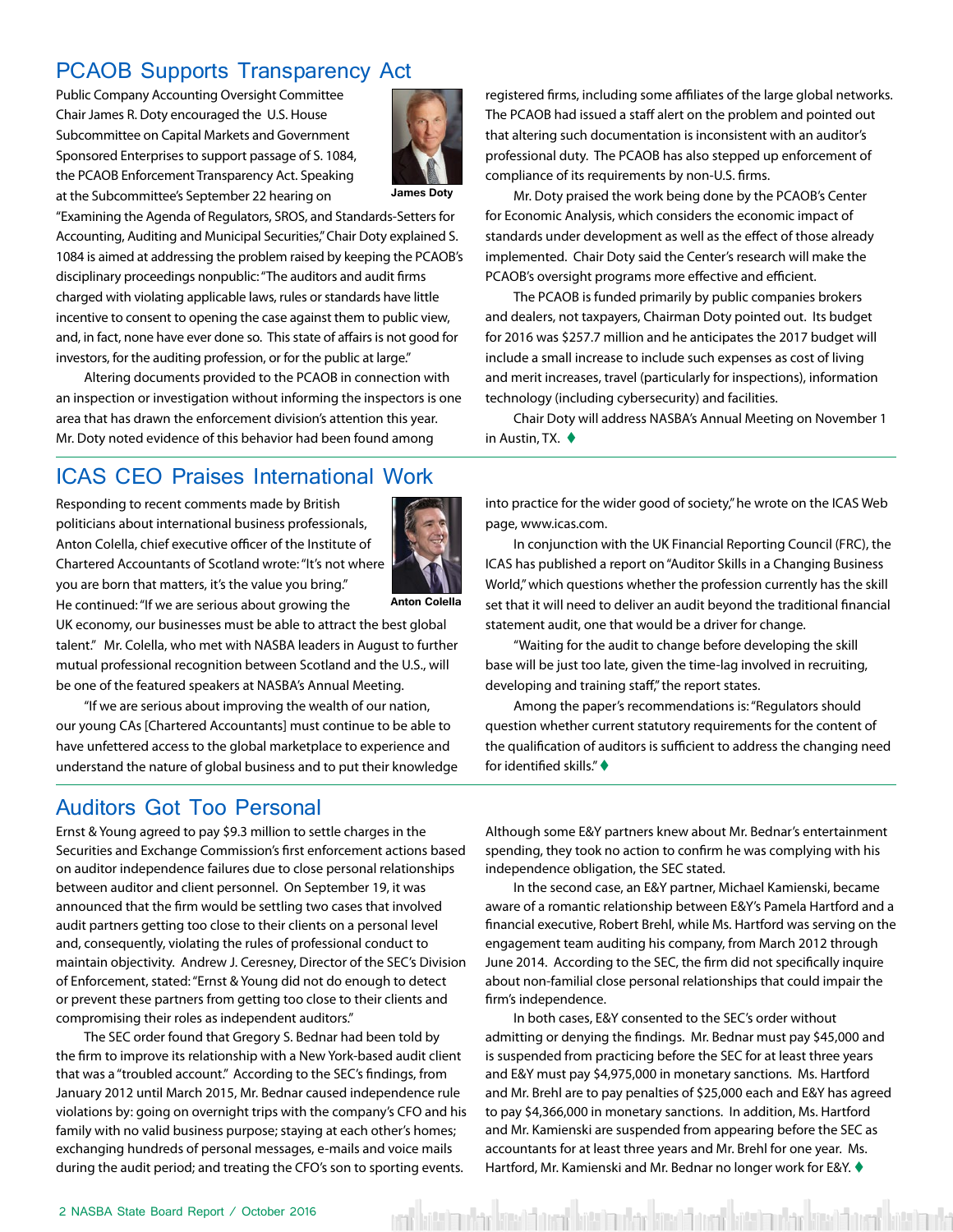## PCAOB Supports Transparency Act

Public Company Accounting Oversight Committee Chair James R. Doty encouraged the U.S. House Subcommittee on Capital Markets and Government Sponsored Enterprises to support passage of S. 1084, the PCAOB Enforcement Transparency Act. Speaking at the Subcommittee's September 22 hearing on "Examining the Agenda of Regulators, SROS, and Standards-Setters for Accounting, Auditing and Municipal Securities," Chair Doty explained S. 1084 is aimed at addressing the problem raised by keeping the PCAOB's disciplinary proceedings nonpublic: "The auditors and audit firms charged with violating applicable laws, rules or standards have little incentive to consent to opening the case against them to public view, and, in fact, none have ever done so. This state of affairs is not good for investors, for the auditing profession, or for the public at large."

James Doty

Altering documents provided to the PCAOB in connection with an inspection or investigation without informing the inspectors is one area that has drawn the enforcement division's attention this year. Mr. Doty noted evidence of this behavior had been found among registered firms, including some affiliates of the large global networks. The PCAOB had issued a staff alert on the problem and pointed out that altering such documentation is inconsistent with an auditor's professional duty. The PCAOB has also stepped up enforcement of compliance of its requirements by non-U.S. firms.

Mr. Doty praised the work being done by the PCAOB's Center for Economic Analysis, which considers the economic impact of standards under development as well as the effect of those already implemented. Chair Doty said the Center's research will make the PCAOB's oversight programs more effective and efficient.

The PCAOB is funded primarily by public companies brokers and dealers, not taxpayers, Chairman Doty pointed out. Its budget for 2016 was $257.7 million and he anticipates the 2017 budget will include a small increase to include such expenses as cost of living and merit increases, travel (particularly for inspections), information technology (including cybersecurity) and facilities.

Chair Doty will address NASBA's Annual Meeting on November 1 in Austin, TX. ♦

## ICAS CEO Praises International Work

Responding to recent comments made by British politicians about international business professionals, Anton Colella, chief executive officer of the Institute of Chartered Accountants of Scotland wrote: "It's not where you are born that matters, it's the value you bring." He continued: "If we are serious about growing the UK economy, our businesses must be able to attract the best global talent." Mr. Colella, who met with NASBA leaders in August to further mutual professional recognition between Scotland and the U.S., will be one of the featured speakers at NASBA's Annual Meeting.

Anton Colella

"If we are serious about improving the wealth of our nation, our young CAs [Chartered Accountants] must continue to be able to have unfettered access to the global marketplace to experience and understand the nature of global business and to put their knowledge into practice for the wider good of society," he wrote on the ICAS Web page, www.icas.com.

In conjunction with the UK Financial Reporting Council (FRC), the ICAS has published a report on "Auditor Skills in a Changing Business World," which questions whether the profession currently has the skill set that it will need to deliver an audit beyond the traditional financial statement audit, one that would be a driver for change.

"Waiting for the audit to change before developing the skill base will be just too late, given the time-lag involved in recruiting, developing and training staff," the report states.

Among the paper's recommendations is: "Regulators should question whether current statutory requirements for the content of the qualification of auditors is sufficient to address the changing need for identified skills." ♦

## Auditors Got Too Personal

Ernst & Young agreed to pay $9.3 million to settle charges in the Securities and Exchange Commission's first enforcement actions based on auditor independence failures due to close personal relationships between auditor and client personnel. On September 19, it was announced that the firm would be settling two cases that involved audit partners getting too close to their clients on a personal level and, consequently, violating the rules of professional conduct to maintain objectivity. Andrew J. Ceresney, Director of the SEC's Division of Enforcement, stated: "Ernst & Young did not do enough to detect or prevent these partners from getting too close to their clients and compromising their roles as independent auditors."

The SEC order found that Gregory S. Bednar had been told by the firm to improve its relationship with a New York-based audit client that was a "troubled account." According to the SEC's findings, from January 2012 until March 2015, Mr. Bednar caused independence rule violations by: going on overnight trips with the company's CFO and his family with no valid business purpose; staying at each other's homes; exchanging hundreds of personal messages, e-mails and voice mails during the audit period; and treating the CFO's son to sporting events. Although some E&Y partners knew about Mr. Bednar's entertainment spending, they took no action to confirm he was complying with his independence obligation, the SEC stated.

In the second case, an E&Y partner, Michael Kamienski, became aware of a romantic relationship between E&Y's Pamela Hartford and a financial executive, Robert Brehl, while Ms. Hartford was serving on the engagement team auditing his company, from March 2012 through June 2014. According to the SEC, the firm did not specifically inquire about non-familial close personal relationships that could impair the firm's independence.

In both cases, E&Y consented to the SEC's order without admitting or denying the findings. Mr. Bednar must pay $45,000 and is suspended from practicing before the SEC for at least three years and E&Y must pay $4,975,000 in monetary sanctions. Ms. Hartford and Mr. Brehl are to pay penalties of $25,000 each and E&Y has agreed to pay $4,366,000 in monetary sanctions. In addition, Ms. Hartford and Mr. Kamienski are suspended from appearing before the SEC as accountants for at least three years and Mr. Brehl for one year. Ms. Hartford, Mr. Kamienski and Mr. Bednar no longer work for E&Y. ♦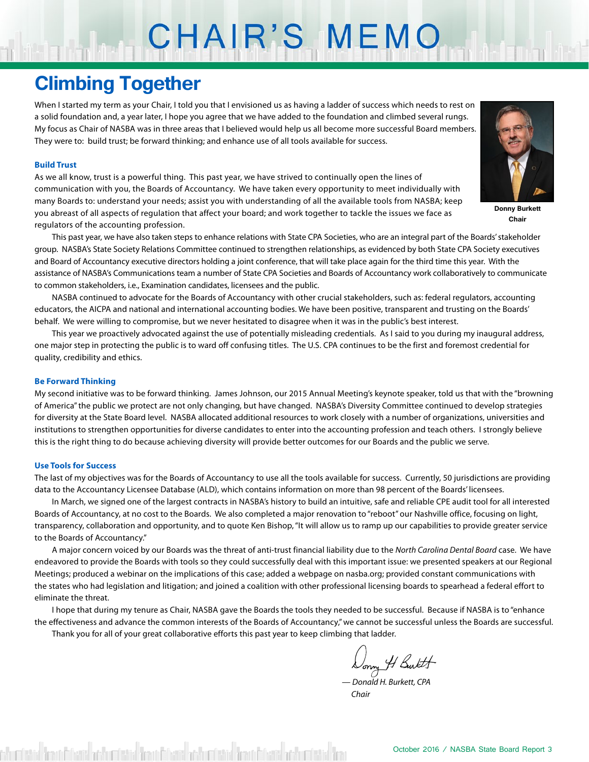# CHAIR'S MEMO

## Climbing Together

When I started my term as your Chair, I told you that I envisioned us as having a ladder of success which needs to rest on a solid foundation and, a year later, I hope you agree that we have added to the foundation and climbed several rungs. My focus as Chair of NASBA was in three areas that I believed would help us all become more successful Board members. They were to: build trust; be forward thinking; and enhance use of all tools available for success.

**Donny Burkett**
**Chair**

### Build Trust

As we all know, trust is a powerful thing. This past year, we have strived to continually open the lines of communication with you, the Boards of Accountancy. We have taken every opportunity to meet individually with many Boards to: understand your needs; assist you with understanding of all the available tools from NASBA; keep you abreast of all aspects of regulation that affect your board; and work together to tackle the issues we face as regulators of the accounting profession.

This past year, we have also taken steps to enhance relations with State CPA Societies, who are an integral part of the Boards' stakeholder group. NASBA's State Society Relations Committee continued to strengthen relationships, as evidenced by both State CPA Society executives and Board of Accountancy executive directors holding a joint conference, that will take place again for the third time this year. With the assistance of NASBA's Communications team a number of State CPA Societies and Boards of Accountancy work collaboratively to communicate to common stakeholders, i.e., Examination candidates, licensees and the public.

NASBA continued to advocate for the Boards of Accountancy with other crucial stakeholders, such as: federal regulators, accounting educators, the AICPA and national and international accounting bodies. We have been positive, transparent and trusting on the Boards' behalf. We were willing to compromise, but we never hesitated to disagree when it was in the public's best interest.

This year we proactively advocated against the use of potentially misleading credentials. As I said to you during my inaugural address, one major step in protecting the public is to ward off confusing titles. The U.S. CPA continues to be the first and foremost credential for quality, credibility and ethics.

### Be Forward Thinking

My second initiative was to be forward thinking. James Johnson, our 2015 Annual Meeting's keynote speaker, told us that with the "browning of America" the public we protect are not only changing, but have changed. NASBA's Diversity Committee continued to develop strategies for diversity at the State Board level. NASBA allocated additional resources to work closely with a number of organizations, universities and institutions to strengthen opportunities for diverse candidates to enter into the accounting profession and teach others. I strongly believe this is the right thing to do because achieving diversity will provide better outcomes for our Boards and the public we serve.

### Use Tools for Success

The last of my objectives was for the Boards of Accountancy to use all the tools available for success. Currently, 50 jurisdictions are providing data to the Accountancy Licensee Database (ALD), which contains information on more than 98 percent of the Boards' licensees.

In March, we signed one of the largest contracts in NASBA's history to build an intuitive, safe and reliable CPE audit tool for all interested Boards of Accountancy, at no cost to the Boards. We also completed a major renovation to "reboot" our Nashville office, focusing on light, transparency, collaboration and opportunity, and to quote Ken Bishop, "It will allow us to ramp up our capabilities to provide greater service to the Boards of Accountancy."

A major concern voiced by our Boards was the threat of anti-trust financial liability due to the *North Carolina Dental Board* case. We have endeavored to provide the Boards with tools so they could successfully deal with this important issue: we presented speakers at our Regional Meetings; produced a webinar on the implications of this case; added a webpage on nasba.org; provided constant communications with the states who had legislation and litigation; and joined a coalition with other professional licensing boards to spearhead a federal effort to eliminate the threat.

I hope that during my tenure as Chair, NASBA gave the Boards the tools they needed to be successful. Because if NASBA is to "enhance the effectiveness and advance the common interests of the Boards of Accountancy," we cannot be successful unless the Boards are successful.

Thank you for all of your great collaborative efforts this past year to keep climbing that ladder.

*— Donald H. Burkett, CPA*
*Chair*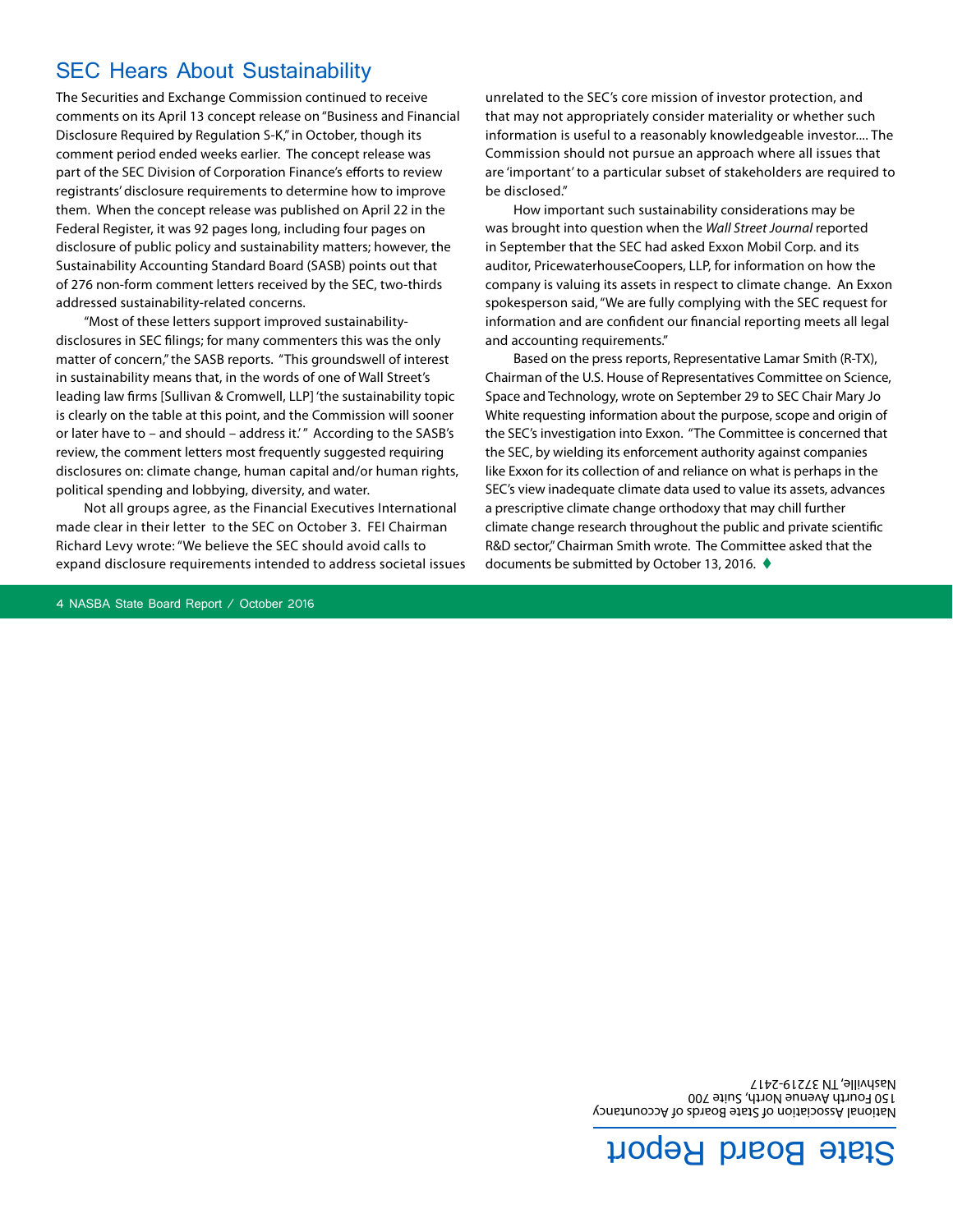## SEC Hears About Sustainability

The Securities and Exchange Commission continued to receive comments on its April 13 concept release on "Business and Financial Disclosure Required by Regulation S-K," in October, though its comment period ended weeks earlier. The concept release was part of the SEC Division of Corporation Finance's efforts to review registrants' disclosure requirements to determine how to improve them. When the concept release was published on April 22 in the Federal Register, it was 92 pages long, including four pages on disclosure of public policy and sustainability matters; however, the Sustainability Accounting Standard Board (SASB) points out that of 276 non-form comment letters received by the SEC, two-thirds addressed sustainability-related concerns.

"Most of these letters support improved sustainability-disclosures in SEC filings; for many commenters this was the only matter of concern," the SASB reports. "This groundswell of interest in sustainability means that, in the words of one of Wall Street's leading law firms [Sullivan & Cromwell, LLP] 'the sustainability topic is clearly on the table at this point, and the Commission will sooner or later have to – and should – address it.' " According to the SASB's review, the comment letters most frequently suggested requiring disclosures on: climate change, human capital and/or human rights, political spending and lobbying, diversity, and water.

Not all groups agree, as the Financial Executives International made clear in their letter to the SEC on October 3. FEI Chairman Richard Levy wrote: "We believe the SEC should avoid calls to expand disclosure requirements intended to address societal issues unrelated to the SEC's core mission of investor protection, and that may not appropriately consider materiality or whether such information is useful to a reasonably knowledgeable investor.... The Commission should not pursue an approach where all issues that are 'important' to a particular subset of stakeholders are required to be disclosed."

How important such sustainability considerations may be was brought into question when the *Wall Street Journal* reported in September that the SEC had asked Exxon Mobil Corp. and its auditor, PricewaterhouseCoopers, LLP, for information on how the company is valuing its assets in respect to climate change. An Exxon spokesperson said, "We are fully complying with the SEC request for information and are confident our financial reporting meets all legal and accounting requirements."

Based on the press reports, Representative Lamar Smith (R-TX), Chairman of the U.S. House of Representatives Committee on Science, Space and Technology, wrote on September 29 to SEC Chair Mary Jo White requesting information about the purpose, scope and origin of the SEC's investigation into Exxon. "The Committee is concerned that the SEC, by wielding its enforcement authority against companies like Exxon for its collection of and reliance on what is perhaps in the SEC's view inadequate climate data used to value its assets, advances a prescriptive climate change orthodoxy that may chill further climate change research throughout the public and private scientific R&D sector," Chairman Smith wrote. The Committee asked that the documents be submitted by October 13, 2016. ♦

State Board Report

National Association of State Boards of Accountancy
150 Fourth Avenue North, Suite 700
Nashville, TN 37219-2417